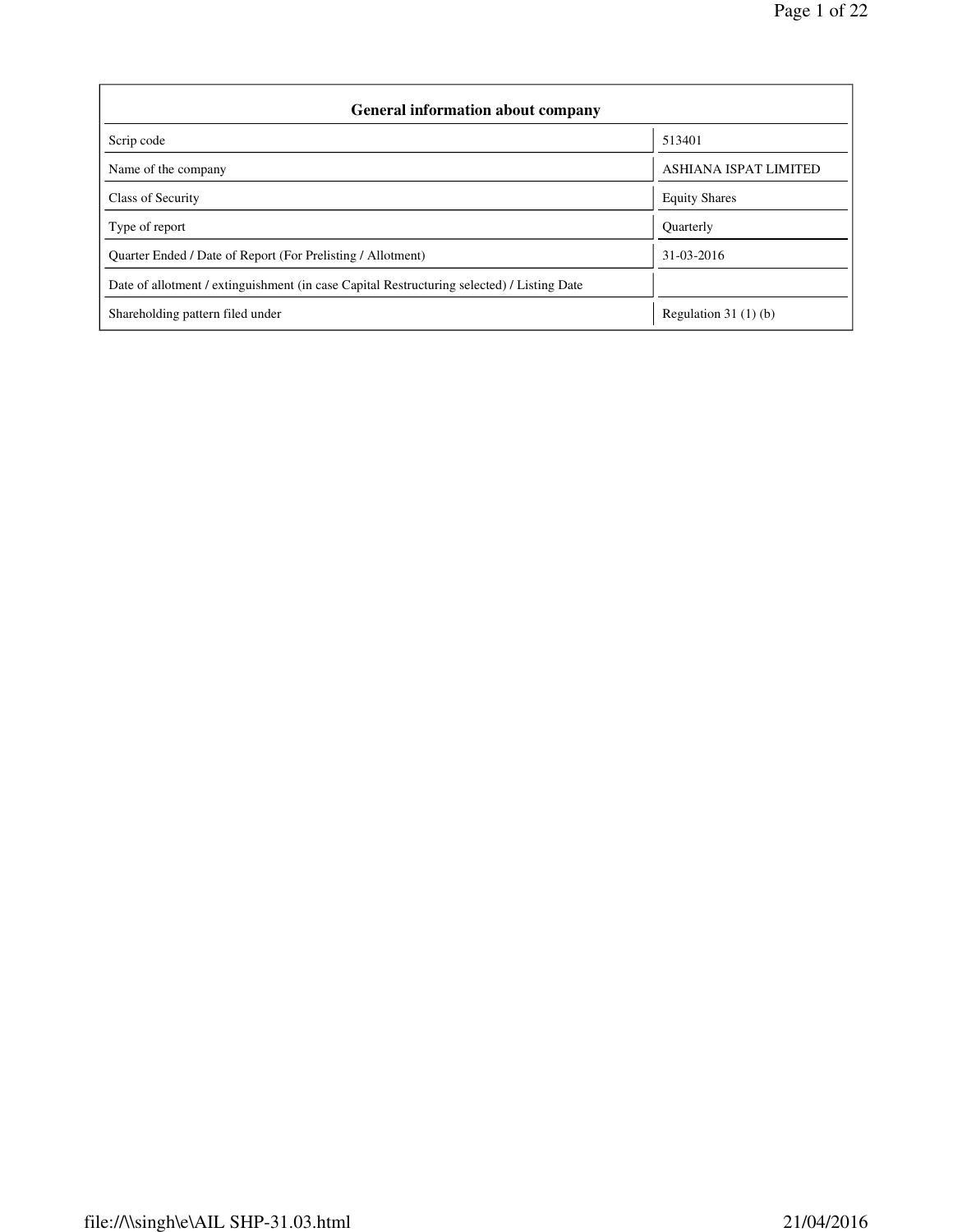| General information about company | |
|---|---|
| Scrip code | 513401 |
| Name of the company | ASHIANA ISPAT LIMITED |
| Class of Security | Equity Shares |
| Type of report | Quarterly |
| Quarter Ended / Date of Report (For Prelisting / Allotment) | 31-03-2016 |
| Date of allotment / extinguishment (in case Capital Restructuring selected) / Listing Date | |
| Shareholding pattern filed under | Regulation 31 (1) (b) |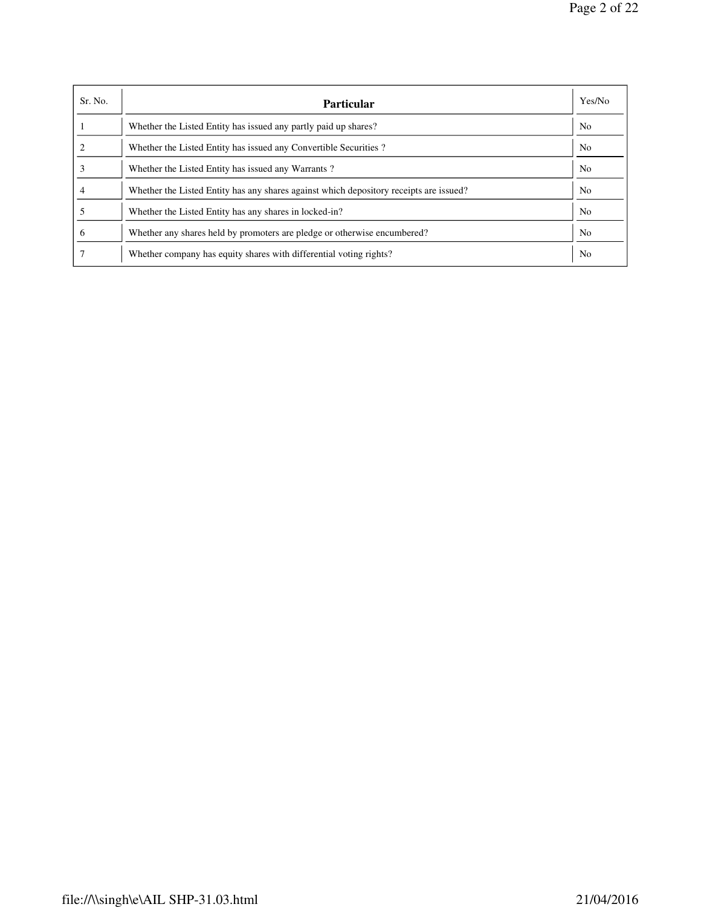| Sr. No. | **Particular** | Yes/No |
| --- | --- | --- |
| 1 | Whether the Listed Entity has issued any partly paid up shares? | No |
| 2 | Whether the Listed Entity has issued any Convertible Securities ? | No |
| 3 | Whether the Listed Entity has issued any Warrants ? | No |
| 4 | Whether the Listed Entity has any shares against which depository receipts are issued? | No |
| 5 | Whether the Listed Entity has any shares in locked-in? | No |
| 6 | Whether any shares held by promoters are pledge or otherwise encumbered? | No |
| 7 | Whether company has equity shares with differential voting rights? | No |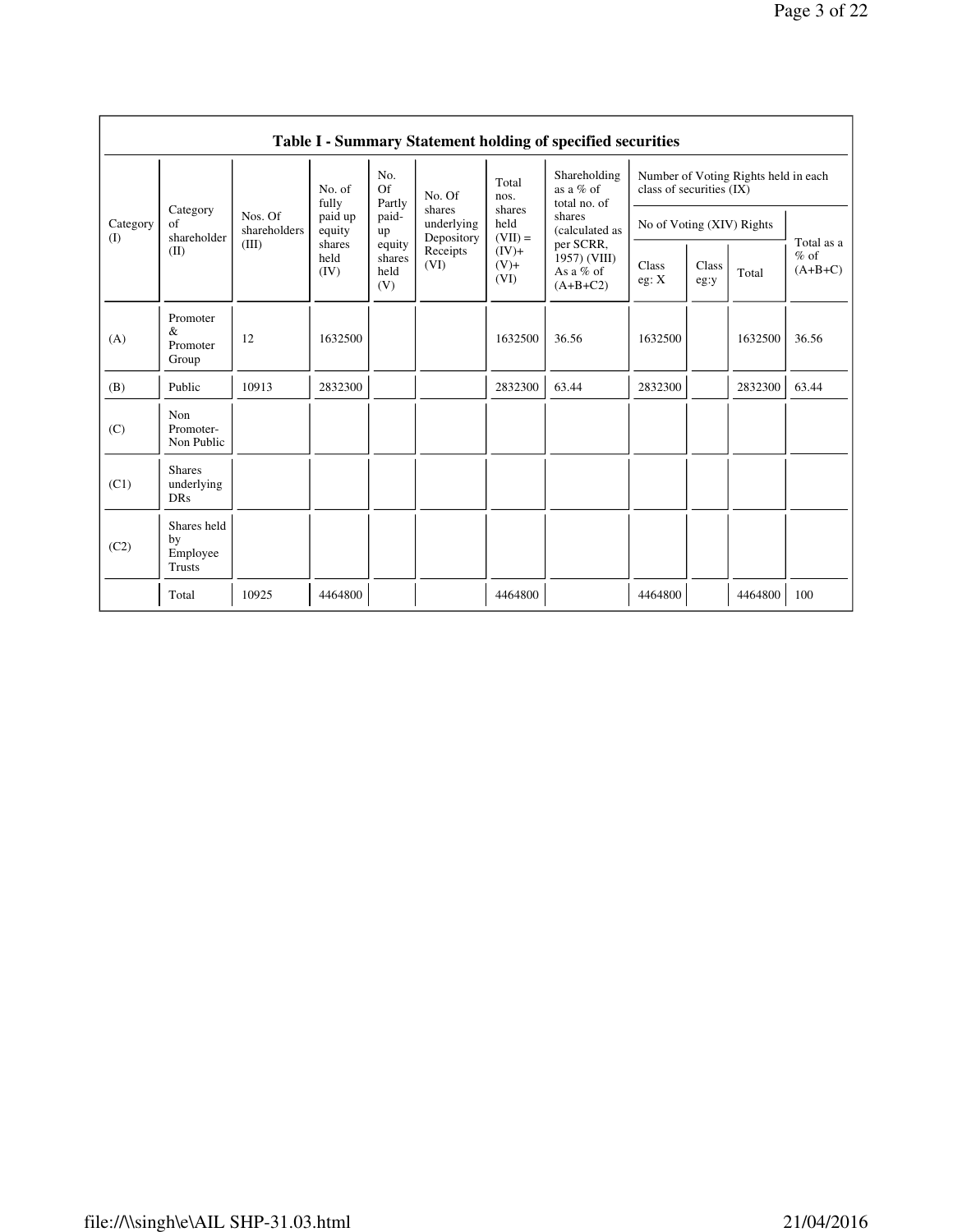**Table I - Summary Statement holding of specified securities**

| Category (I) | Category of shareholder (II) | Nos. Of shareholders (III) | No. of fully paid up equity shares held (IV) | No. Of Partly paid-up equity shares held (V) | No. Of shares underlying Depository Receipts (VI) | Total nos. shares held (VII) = (IV)+ (V)+ (VI) | Shareholding as a % of total no. of shares (calculated as per SCRR, 1957) (VIII) As a % of (A+B+C2) | Number of Voting Rights held in each class of securities (IX) | | | |
|---|---|---|---|---|---|---|---|---|---|---|---|
| | | | | | | | | No of Voting (XIV) Rights | | | Total as a % of (A+B+C) |
| | | | | | | | | Class eg: X | Class eg:y | Total | |
| (A) | Promoter & Promoter Group | 12 | 1632500 | | | 1632500 | 36.56 | 1632500 | | 1632500 | 36.56 |
| (B) | Public | 10913 | 2832300 | | | 2832300 | 63.44 | 2832300 | | 2832300 | 63.44 |
| (C) | Non Promoter- Non Public | | | | | | | | | | |
| (C1) | Shares underlying DRs | | | | | | | | | | |
| (C2) | Shares held by Employee Trusts | | | | | | | | | | |
| | Total | 10925 | 4464800 | | | 4464800 | | 4464800 | | 4464800 | 100 |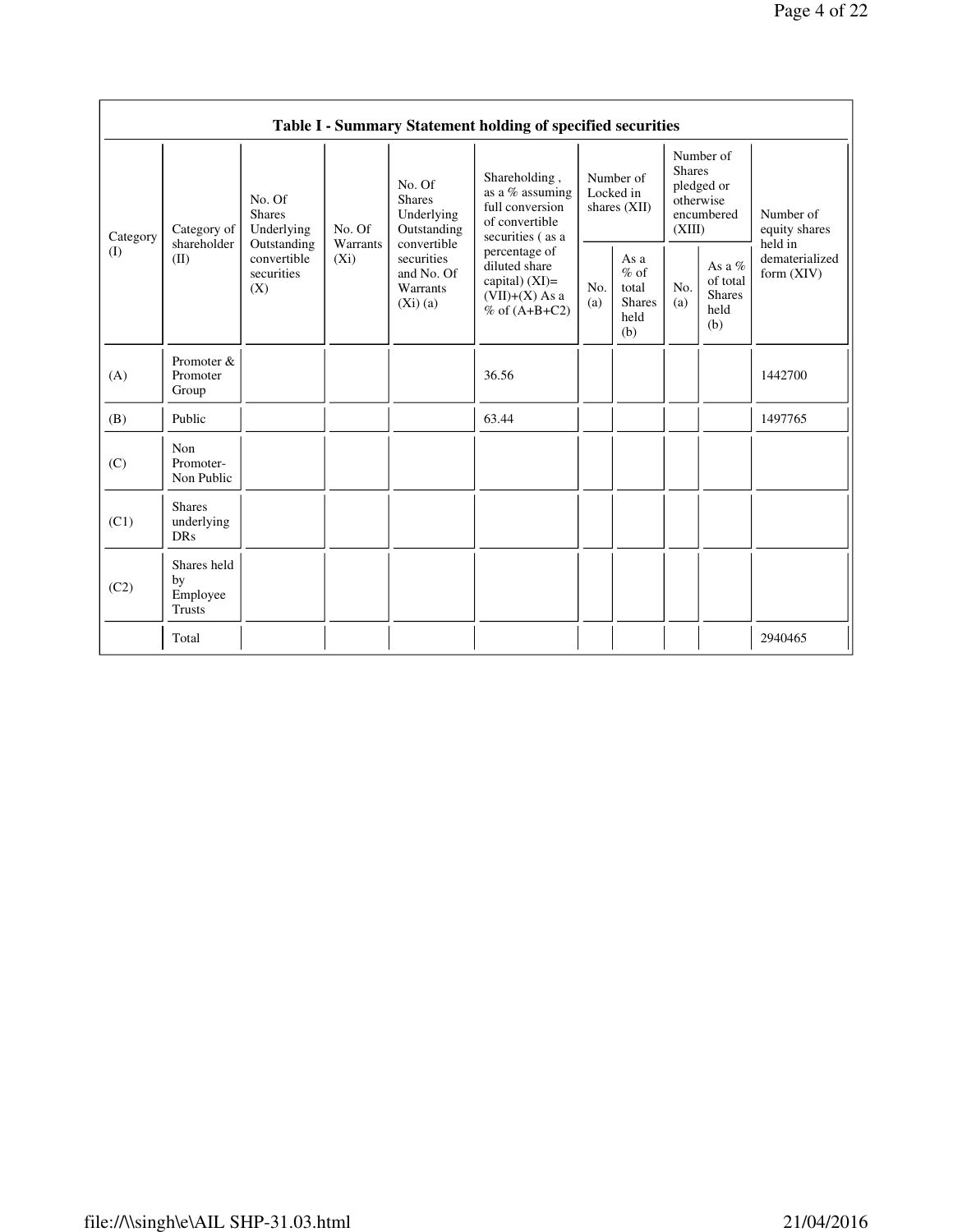| Table I - Summary Statement holding of specified securities | | | | | | | | | | |
|---|---|---|---|---|---|---|---|---|---|---|
| Category (I) | Category of shareholder (II) | No. Of Shares Underlying Outstanding convertible securities (X) | No. Of Warrants (Xi) | No. Of Shares Underlying Outstanding convertible securities and No. Of Warrants (Xi) (a) | Shareholding , as a % assuming full conversion of convertible securities ( as a percentage of diluted share capital) (XI)= (VII)+(X) As a % of (A+B+C2) | Number of Locked in shares (XII) | | Number of Shares pledged or otherwise encumbered (XIII) | | Number of equity shares held in dematerialized form (XIV) |
| | | | | | | No. (a) | As a % of total Shares held (b) | No. (a) | As a % of total Shares held (b) | |
| (A) | Promoter & Promoter Group | | | | 36.56 | | | | | 1442700 |
| (B) | Public | | | | 63.44 | | | | | 1497765 |
| (C) | Non Promoter- Non Public | | | | | | | | | |
| (C1) | Shares underlying DRs | | | | | | | | | |
| (C2) | Shares held by Employee Trusts | | | | | | | | | |
| | Total | | | | | | | | | 2940465 |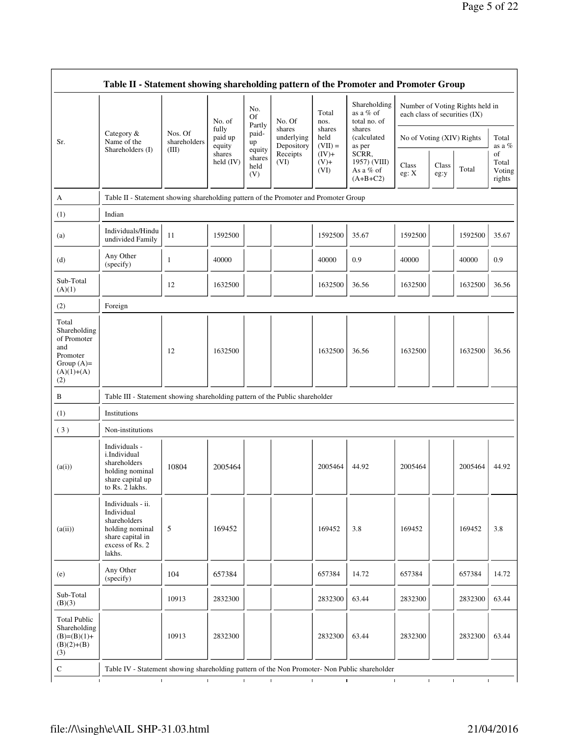| Sr. | Category & Name of the Shareholders (I) | Nos. Of shareholders (III) | No. of fully paid up equity shares held (IV) | No. Of Partly paid-up equity shares held (V) | No. Of shares underlying Depository Receipts (VI) | Total nos. shares held (VII) = (IV)+ (V)+ (VI) | Shareholding as a % of total no. of shares (calculated as per SCRR, 1957) (VIII) As a % of (A+B+C2) | Number of Voting Rights held in each class of securities (IX) | | | |
|---|---|---|---|---|---|---|---|---|---|---|---|
| | | | | | | | | No of Voting (XIV) Rights | | | Total as a % of Total Voting rights |
| | | | | | | | | Class eg: X | Class eg:y | Total | |
| A | Table II - Statement showing shareholding pattern of the Promoter and Promoter Group | | | | | | | | | | |
| (1) | Indian | | | | | | | | | | |
| (a) | Individuals/Hindu undivided Family | 11 | 1592500 | | | 1592500 | 35.67 | 1592500 | | 1592500 | 35.67 |
| (d) | Any Other (specify) | 1 | 40000 | | | 40000 | 0.9 | 40000 | | 40000 | 0.9 |
| Sub-Total (A)(1) | | 12 | 1632500 | | | 1632500 | 36.56 | 1632500 | | 1632500 | 36.56 |
| (2) | Foreign | | | | | | | | | | |
| Total Shareholding of Promoter and Promoter Group (A)= (A)(1)+(A)(2) | | 12 | 1632500 | | | 1632500 | 36.56 | 1632500 | | 1632500 | 36.56 |
| B | Table III - Statement showing shareholding pattern of the Public shareholder | | | | | | | | | | |
| (1) | Institutions | | | | | | | | | | |
| (3) | Non-institutions | | | | | | | | | | |
| (a(i)) | Individuals - i.Individual shareholders holding nominal share capital up to Rs. 2 lakhs. | 10804 | 2005464 | | | 2005464 | 44.92 | 2005464 | | 2005464 | 44.92 |
| (a(ii)) | Individuals - ii. Individual shareholders holding nominal share capital in excess of Rs. 2 lakhs. | 5 | 169452 | | | 169452 | 3.8 | 169452 | | 169452 | 3.8 |
| (e) | Any Other (specify) | 104 | 657384 | | | 657384 | 14.72 | 657384 | | 657384 | 14.72 |
| Sub-Total (B)(3) | | 10913 | 2832300 | | | 2832300 | 63.44 | 2832300 | | 2832300 | 63.44 |
| Total Public Shareholding (B)=(B)(1)+(B)(2)+(B)(3) | | 10913 | 2832300 | | | 2832300 | 63.44 | 2832300 | | 2832300 | 63.44 |
| C | Table IV - Statement showing shareholding pattern of the Non Promoter- Non Public shareholder | | | | | | | | | | |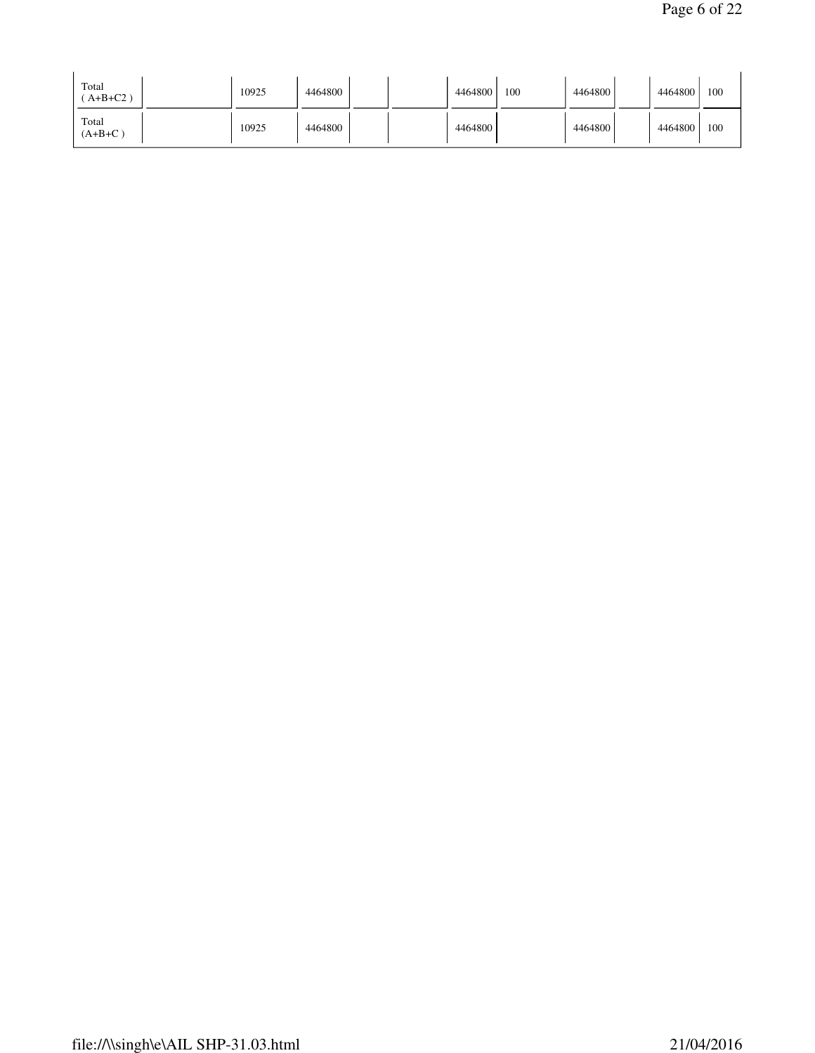| | | | | | | | | | | | |
|---|---|---|---|---|---|---|---|---|---|---|---|
| Total ( A+B+C2 ) | | 10925 | 4464800 | | | 4464800 | 100 | 4464800 | | 4464800 | 100 |
| Total (A+B+C ) | | 10925 | 4464800 | | | 4464800 | | 4464800 | | 4464800 | 100 |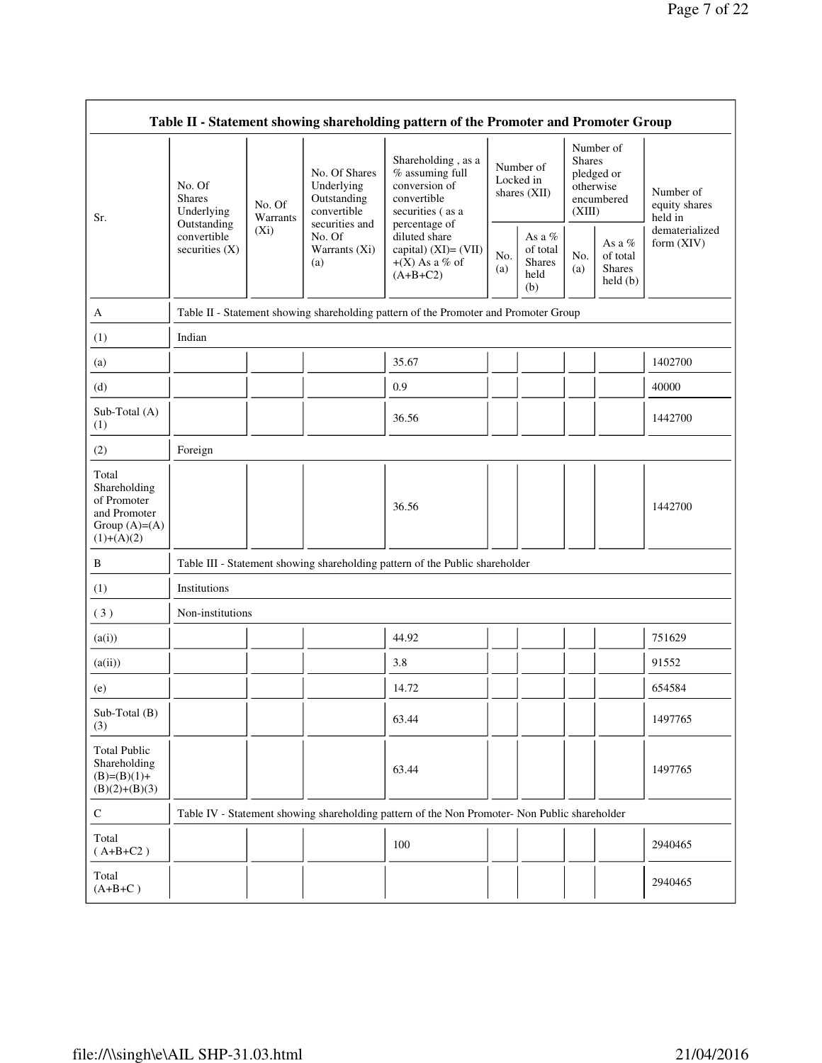| Table II - Statement showing shareholding pattern of the Promoter and Promoter Group | | | | | | | | | |
|---|---|---|---|---|---|---|---|---|---|
| Sr. | No. Of Shares Underlying Outstanding convertible securities (X) | No. Of Warrants (Xi) | No. Of Shares Underlying Outstanding convertible securities and No. Of Warrants (Xi) (a) | Shareholding , as a % assuming full conversion of convertible securities ( as a percentage of diluted share capital) (XI)= (VII)+(X) As a % of (A+B+C2) | Number of Locked in shares (XII) | | Number of Shares pledged or otherwise encumbered (XIII) | | Number of equity shares held in dematerialized form (XIV) |
| | | | | | No. (a) | As a % of total Shares held (b) | No. (a) | As a % of total Shares held (b) | |
| A | Table II - Statement showing shareholding pattern of the Promoter and Promoter Group | | | | | | | | |
| (1) | Indian | | | | | | | | |
| (a) | | | | 35.67 | | | | | 1402700 |
| (d) | | | | 0.9 | | | | | 40000 |
| Sub-Total (A) (1) | | | | 36.56 | | | | | 1442700 |
| (2) | Foreign | | | | | | | | |
| Total Shareholding of Promoter and Promoter Group (A)=(A)(1)+(A)(2) | | | | 36.56 | | | | | 1442700 |
| B | Table III - Statement showing shareholding pattern of the Public shareholder | | | | | | | | |
| (1) | Institutions | | | | | | | | |
| ( 3 ) | Non-institutions | | | | | | | | |
| (a(i)) | | | | 44.92 | | | | | 751629 |
| (a(ii)) | | | | 3.8 | | | | | 91552 |
| (e) | | | | 14.72 | | | | | 654584 |
| Sub-Total (B) (3) | | | | 63.44 | | | | | 1497765 |
| Total Public Shareholding (B)=(B)(1)+(B)(2)+(B)(3) | | | | 63.44 | | | | | 1497765 |
| C | Table IV - Statement showing shareholding pattern of the Non Promoter- Non Public shareholder | | | | | | | | |
| Total ( A+B+C2 ) | | | | 100 | | | | | 2940465 |
| Total (A+B+C ) | | | | | | | | | 2940465 |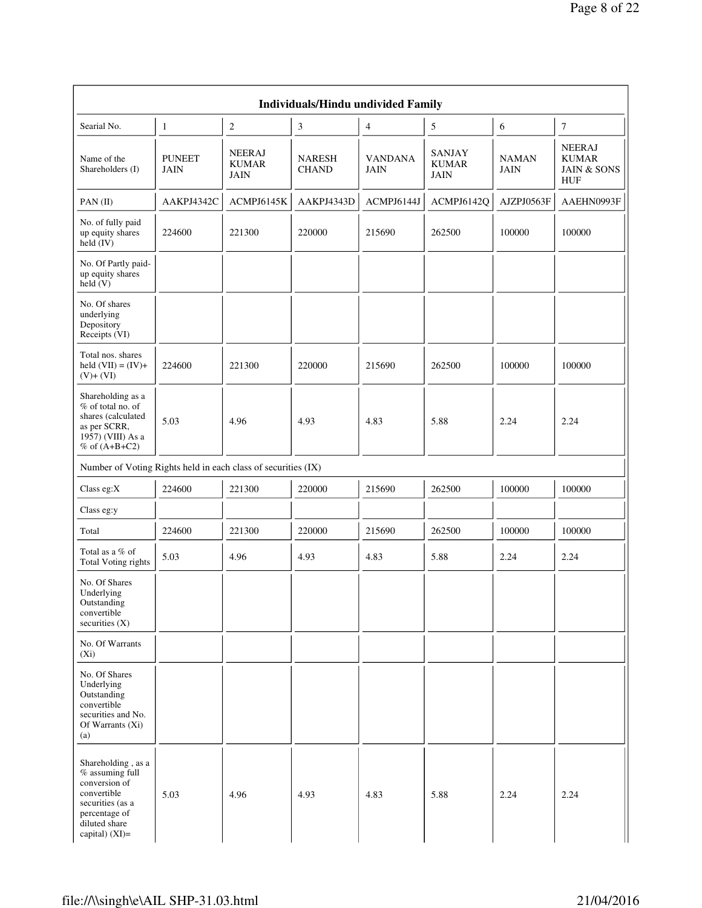| Individuals/Hindu undivided Family | | | | | | | |
|---|---|---|---|---|---|---|---|
| Searial No. | 1 | 2 | 3 | 4 | 5 | 6 | 7 |
| Name of the Shareholders (I) | PUNEET JAIN | NEERAJ KUMAR JAIN | NARESH CHAND | VANDANA JAIN | SANJAY KUMAR JAIN | NAMAN JAIN | NEERAJ KUMAR JAIN & SONS HUF |
| PAN (II) | AAKPJ4342C | ACMPJ6145K | AAKPJ4343D | ACMPJ6144J | ACMPJ6142Q | AJZPJ0563F | AAEHN0993F |
| No. of fully paid up equity shares held (IV) | 224600 | 221300 | 220000 | 215690 | 262500 | 100000 | 100000 |
| No. Of Partly paid-up equity shares held (V) | | | | | | | |
| No. Of shares underlying Depository Receipts (VI) | | | | | | | |
| Total nos. shares held (VII) = (IV)+ (V)+ (VI) | 224600 | 221300 | 220000 | 215690 | 262500 | 100000 | 100000 |
| Shareholding as a % of total no. of shares (calculated as per SCRR, 1957) (VIII) As a % of (A+B+C2) | 5.03 | 4.96 | 4.93 | 4.83 | 5.88 | 2.24 | 2.24 |
| Number of Voting Rights held in each class of securities (IX) | | | | | | | |
| Class eg:X | 224600 | 221300 | 220000 | 215690 | 262500 | 100000 | 100000 |
| Class eg:y | | | | | | | |
| Total | 224600 | 221300 | 220000 | 215690 | 262500 | 100000 | 100000 |
| Total as a % of Total Voting rights | 5.03 | 4.96 | 4.93 | 4.83 | 5.88 | 2.24 | 2.24 |
| No. Of Shares Underlying Outstanding convertible securities (X) | | | | | | | |
| No. Of Warrants (Xi) | | | | | | | |
| No. Of Shares Underlying Outstanding convertible securities and No. Of Warrants (Xi) (a) | | | | | | | |
| Shareholding , as a % assuming full conversion of convertible securities (as a percentage of diluted share capital) (XI)= | 5.03 | 4.96 | 4.93 | 4.83 | 5.88 | 2.24 | 2.24 |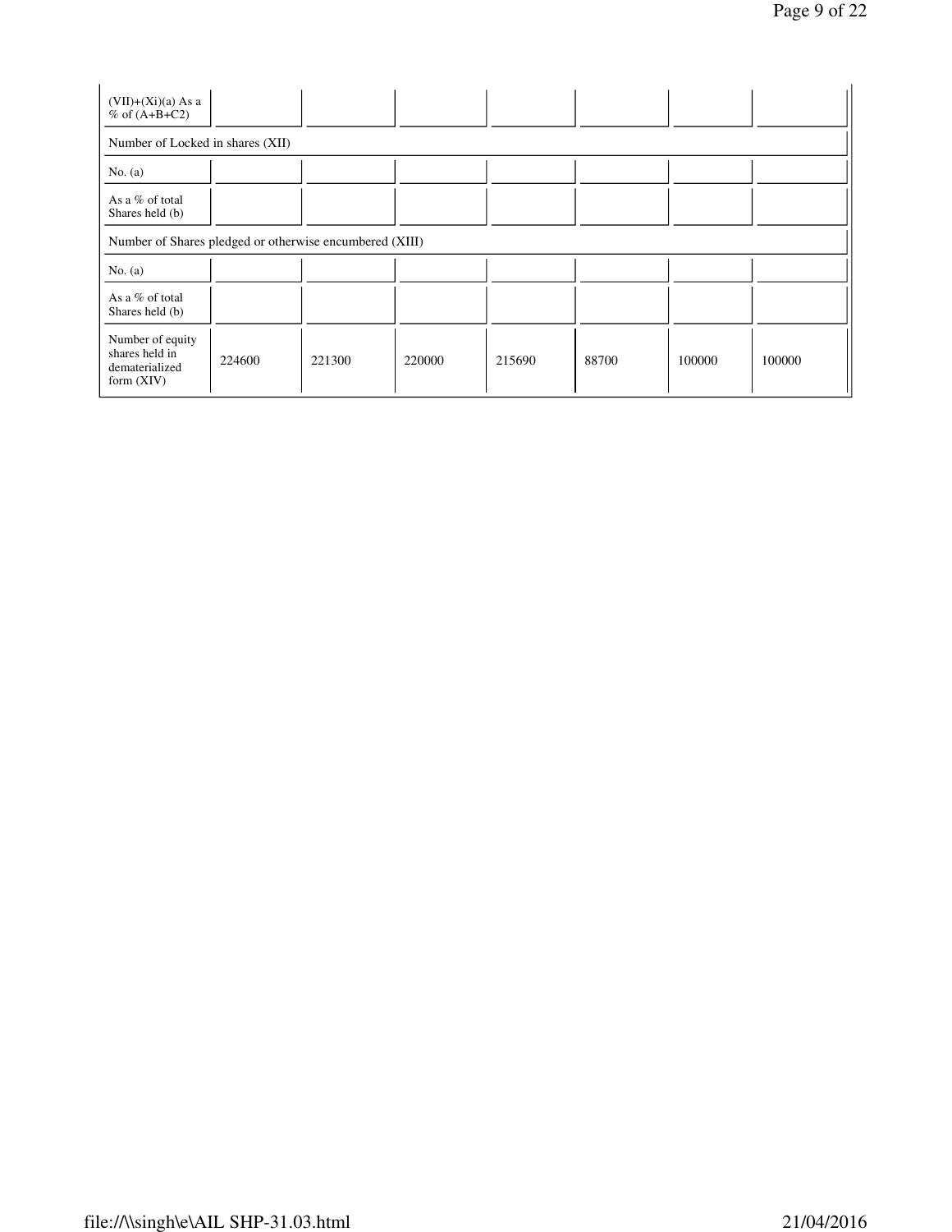| | | | | | | | |
|---|---|---|---|---|---|---|---|
| (VII)+(Xi)(a) As a % of (A+B+C2) | | | | | | | |
| Number of Locked in shares (XII) | | | | | | | |
| No. (a) | | | | | | | |
| As a % of total Shares held (b) | | | | | | | |
| Number of Shares pledged or otherwise encumbered (XIII) | | | | | | | |
| No. (a) | | | | | | | |
| As a % of total Shares held (b) | | | | | | | |
| Number of equity shares held in dematerialized form (XIV) | 224600 | 221300 | 220000 | 215690 | 88700 | 100000 | 100000 |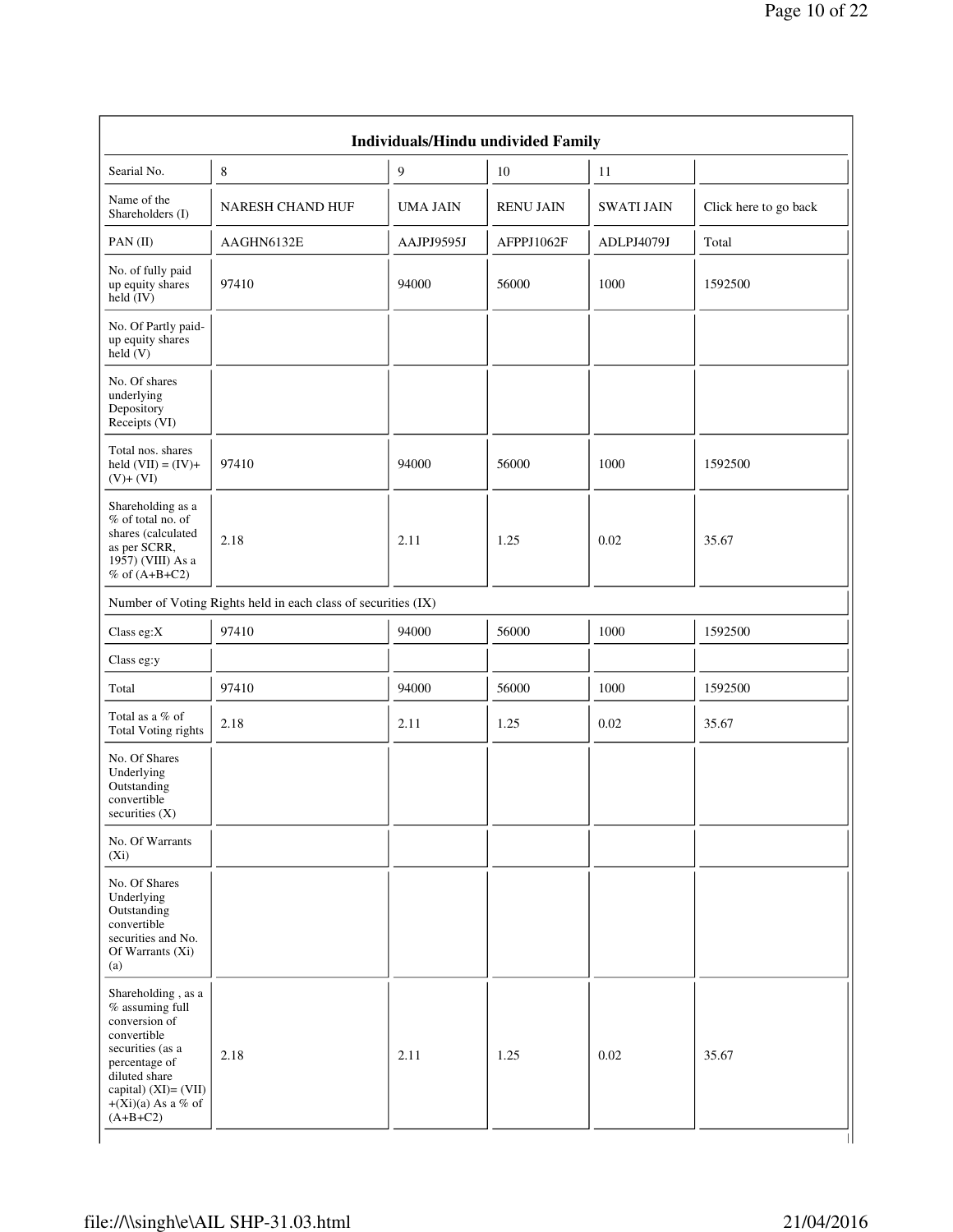| Individuals/Hindu undivided Family | | | | | |
|---|---|---|---|---|---|
| Searial No. | 8 | 9 | 10 | 11 | |
| Name of the Shareholders (I) | NARESH CHAND HUF | UMA JAIN | RENU JAIN | SWATI JAIN | Click here to go back |
| PAN (II) | AAGHN6132E | AAJPJ9595J | AFPPJ1062F | ADLPJ4079J | Total |
| No. of fully paid up equity shares held (IV) | 97410 | 94000 | 56000 | 1000 | 1592500 |
| No. Of Partly paid-up equity shares held (V) | | | | | |
| No. Of shares underlying Depository Receipts (VI) | | | | | |
| Total nos. shares held (VII) = (IV)+ (V)+ (VI) | 97410 | 94000 | 56000 | 1000 | 1592500 |
| Shareholding as a % of total no. of shares (calculated as per SCRR, 1957) (VIII) As a % of (A+B+C2) | 2.18 | 2.11 | 1.25 | 0.02 | 35.67 |
| Number of Voting Rights held in each class of securities (IX) | | | | | |
| Class eg:X | 97410 | 94000 | 56000 | 1000 | 1592500 |
| Class eg:y | | | | | |
| Total | 97410 | 94000 | 56000 | 1000 | 1592500 |
| Total as a % of Total Voting rights | 2.18 | 2.11 | 1.25 | 0.02 | 35.67 |
| No. Of Shares Underlying Outstanding convertible securities (X) | | | | | |
| No. Of Warrants (Xi) | | | | | |
| No. Of Shares Underlying Outstanding convertible securities and No. Of Warrants (Xi) (a) | | | | | |
| Shareholding , as a % assuming full conversion of convertible securities (as a percentage of diluted share capital) (XI)= (VII) +(Xi)(a) As a % of (A+B+C2) | 2.18 | 2.11 | 1.25 | 0.02 | 35.67 |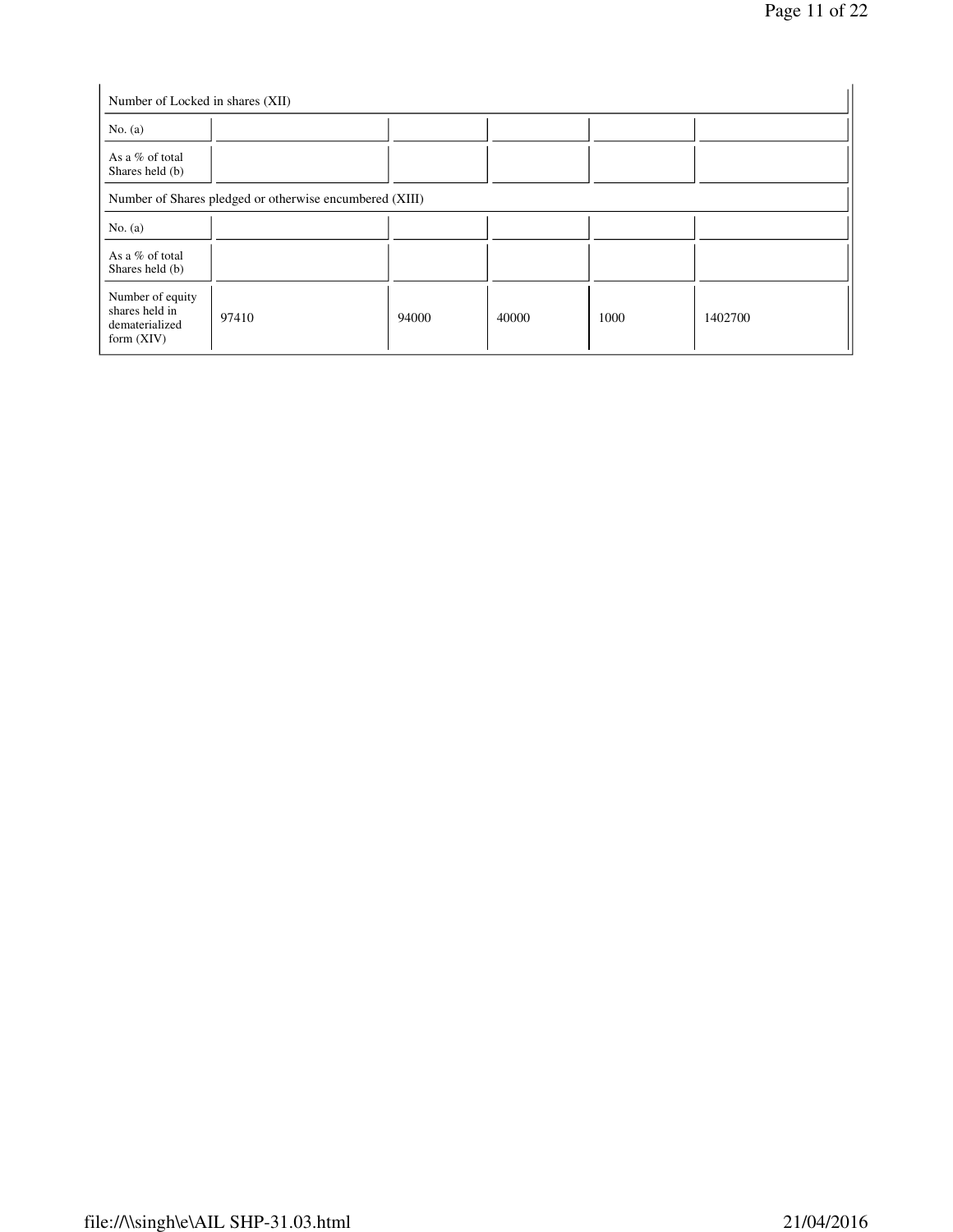| Number of Locked in shares (XII) | | | | | |
|---|---|---|---|---|---|
| No. (a) | | | | | |
| As a % of total Shares held (b) | | | | | |
| Number of Shares pledged or otherwise encumbered (XIII) | | | | | |
| No. (a) | | | | | |
| As a % of total Shares held (b) | | | | | |
| Number of equity shares held in dematerialized form (XIV) | 97410 | 94000 | 40000 | 1000 | 1402700 |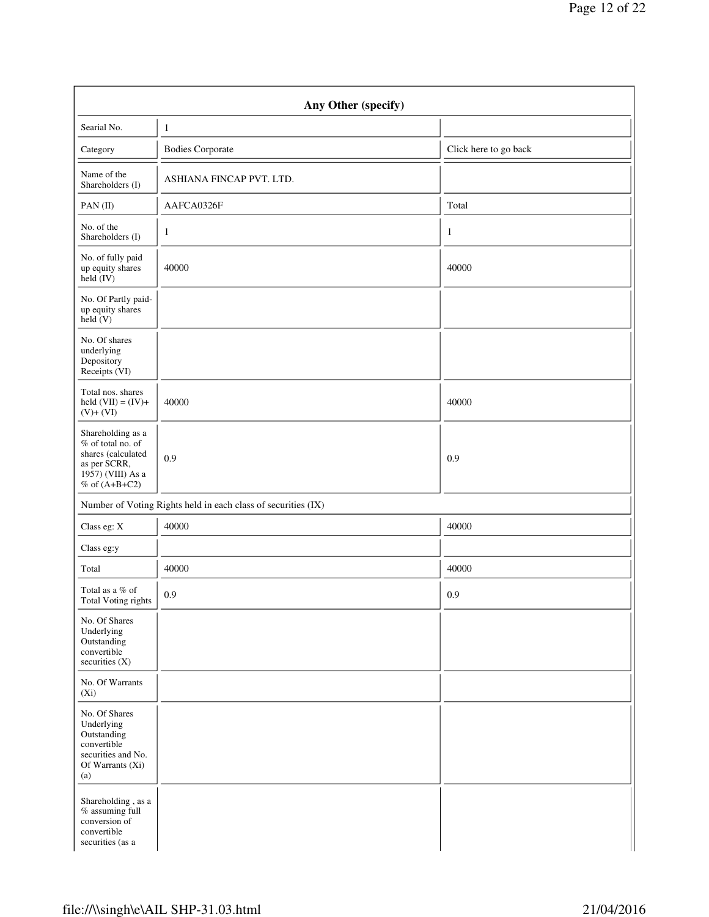| Any Other (specify) | | |
|---|---|---|
| Searial No. | 1 | |
| Category | Bodies Corporate | Click here to go back |
| Name of the Shareholders (I) | ASHIANA FINCAP PVT. LTD. | |
| PAN (II) | AAFCA0326F | Total |
| No. of the Shareholders (I) | 1 | 1 |
| No. of fully paid up equity shares held (IV) | 40000 | 40000 |
| No. Of Partly paid-up equity shares held (V) | | |
| No. Of shares underlying Depository Receipts (VI) | | |
| Total nos. shares held (VII) = (IV)+ (V)+ (VI) | 40000 | 40000 |
| Shareholding as a % of total no. of shares (calculated as per SCRR, 1957) (VIII) As a % of (A+B+C2) | 0.9 | 0.9 |
| Number of Voting Rights held in each class of securities (IX) | | |
| Class eg: X | 40000 | 40000 |
| Class eg:y | | |
| Total | 40000 | 40000 |
| Total as a % of Total Voting rights | 0.9 | 0.9 |
| No. Of Shares Underlying Outstanding convertible securities (X) | | |
| No. Of Warrants (Xi) | | |
| No. Of Shares Underlying Outstanding convertible securities and No. Of Warrants (Xi) (a) | | |
| Shareholding , as a % assuming full conversion of convertible securities (as a | | |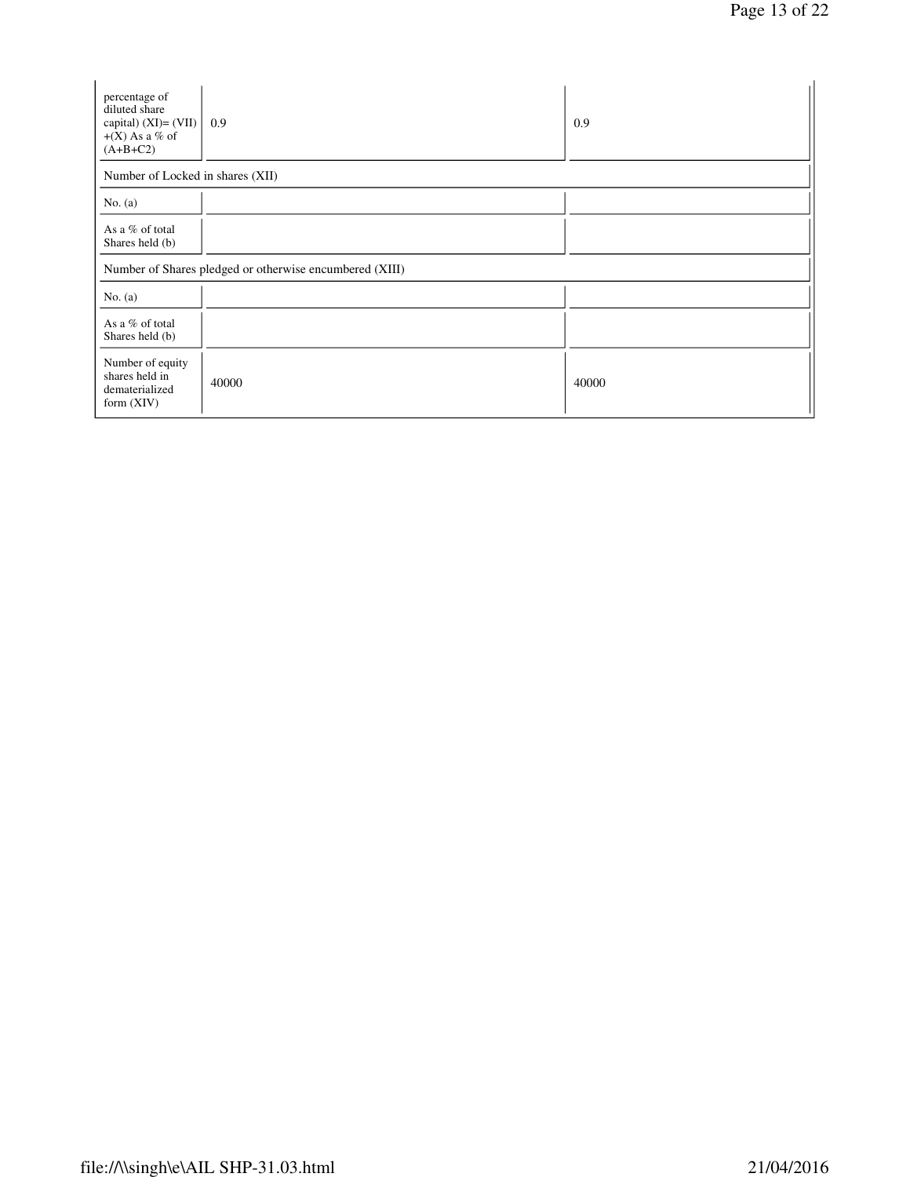| percentage of diluted share capital) (XI)= (VII)+(X) As a % of (A+B+C2) | 0.9 | 0.9 |
|---|---|---|
| Number of Locked in shares (XII) | | |
| No. (a) | | |
| As a % of total Shares held (b) | | |
| Number of Shares pledged or otherwise encumbered (XIII) | | |
| No. (a) | | |
| As a % of total Shares held (b) | | |
| Number of equity shares held in dematerialized form (XIV) | 40000 | 40000 |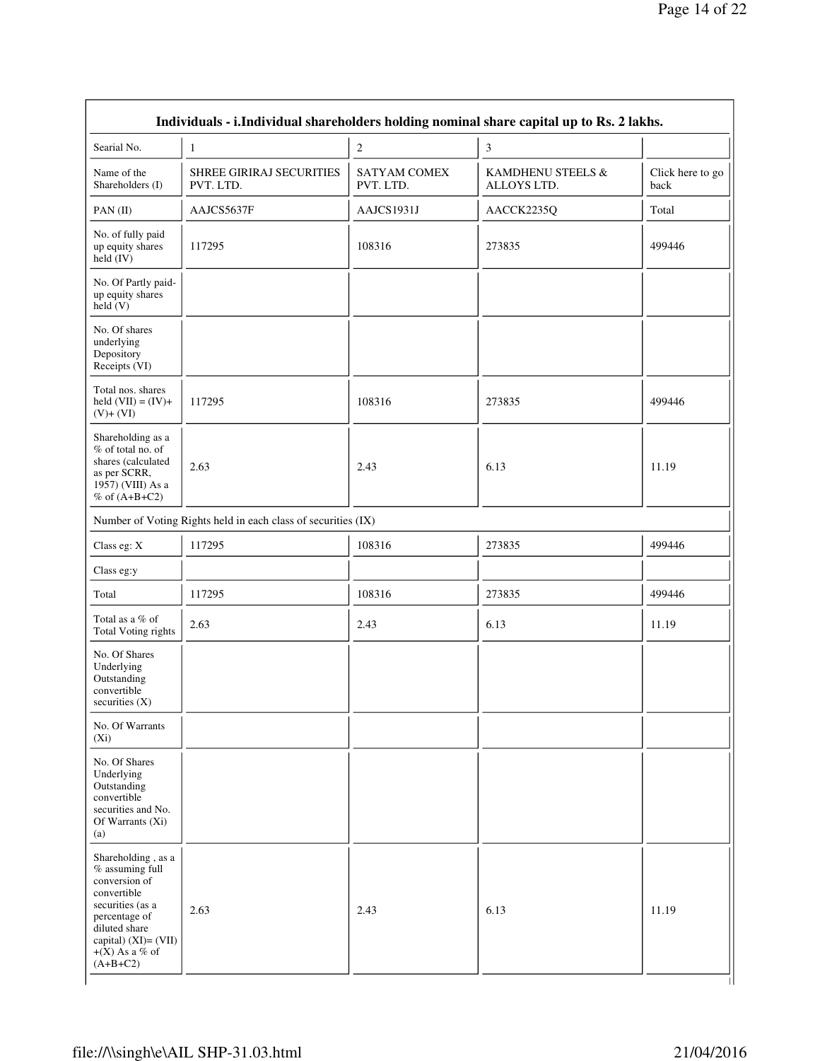| Individuals - i.Individual shareholders holding nominal share capital up to Rs. 2 lakhs. | | | | |
|---|---|---|---|---|
| Searial No. | 1 | 2 | 3 | |
| Name of the Shareholders (I) | SHREE GIRIRAJ SECURITIES PVT. LTD. | SATYAM COMEX PVT. LTD. | KAMDHENU STEELS & ALLOYS LTD. | Click here to go back |
| PAN (II) | AAJCS5637F | AAJCS1931J | AACCK2235Q | Total |
| No. of fully paid up equity shares held (IV) | 117295 | 108316 | 273835 | 499446 |
| No. Of Partly paid-up equity shares held (V) | | | | |
| No. Of shares underlying Depository Receipts (VI) | | | | |
| Total nos. shares held (VII) = (IV)+ (V)+ (VI) | 117295 | 108316 | 273835 | 499446 |
| Shareholding as a % of total no. of shares (calculated as per SCRR, 1957) (VIII) As a % of (A+B+C2) | 2.63 | 2.43 | 6.13 | 11.19 |
| Number of Voting Rights held in each class of securities (IX) | | | | |
| Class eg: X | 117295 | 108316 | 273835 | 499446 |
| Class eg:y | | | | |
| Total | 117295 | 108316 | 273835 | 499446 |
| Total as a % of Total Voting rights | 2.63 | 2.43 | 6.13 | 11.19 |
| No. Of Shares Underlying Outstanding convertible securities (X) | | | | |
| No. Of Warrants (Xi) | | | | |
| No. Of Shares Underlying Outstanding convertible securities and No. Of Warrants (Xi) (a) | | | | |
| Shareholding , as a % assuming full conversion of convertible securities (as a percentage of diluted share capital) (XI)= (VII) +(X) As a % of (A+B+C2) | 2.63 | 2.43 | 6.13 | 11.19 |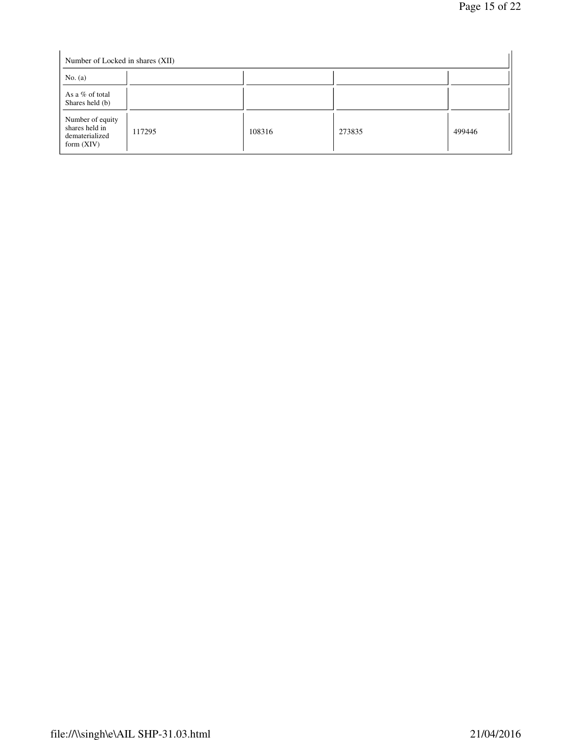| Number of Locked in shares (XII) | | | | |
|---|---|---|---|---|
| No. (a) | | | | |
| As a % of total Shares held (b) | | | | |
| Number of equity shares held in dematerialized form (XIV) | 117295 | 108316 | 273835 | 499446 |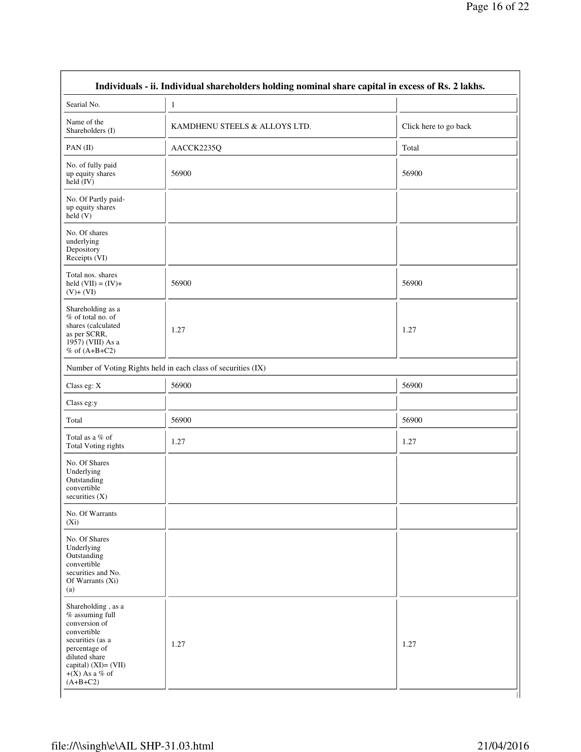| Individuals - ii. Individual shareholders holding nominal share capital in excess of Rs. 2 lakhs. | | |
|---|---|---|
| Searial No. | 1 | |
| Name of the Shareholders (I) | KAMDHENU STEELS & ALLOYS LTD. | Click here to go back |
| PAN (II) | AACCK2235Q | Total |
| No. of fully paid up equity shares held (IV) | 56900 | 56900 |
| No. Of Partly paid-up equity shares held (V) | | |
| No. Of shares underlying Depository Receipts (VI) | | |
| Total nos. shares held (VII) = (IV)+ (V)+ (VI) | 56900 | 56900 |
| Shareholding as a % of total no. of shares (calculated as per SCRR, 1957) (VIII) As a % of (A+B+C2) | 1.27 | 1.27 |
| Number of Voting Rights held in each class of securities (IX) | | |
| Class eg: X | 56900 | 56900 |
| Class eg:y | | |
| Total | 56900 | 56900 |
| Total as a % of Total Voting rights | 1.27 | 1.27 |
| No. Of Shares Underlying Outstanding convertible securities (X) | | |
| No. Of Warrants (Xi) | | |
| No. Of Shares Underlying Outstanding convertible securities and No. Of Warrants (Xi) (a) | | |
| Shareholding , as a % assuming full conversion of convertible securities (as a percentage of diluted share capital) (XI)= (VII) +(X) As a % of (A+B+C2) | 1.27 | 1.27 |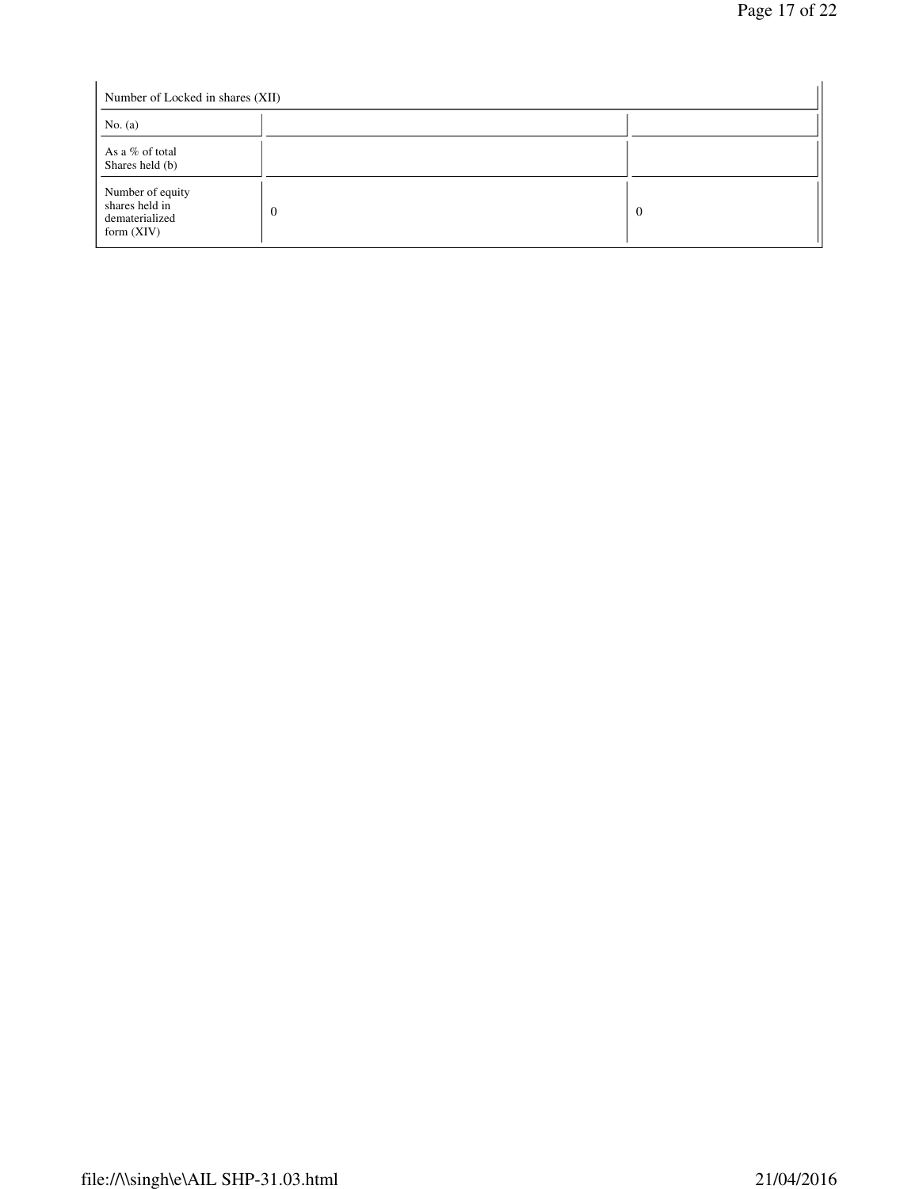| Number of Locked in shares (XII) | | |
|---|---|---|
| No. (a) | | |
| As a % of total Shares held (b) | | |
| Number of equity shares held in dematerialized form (XIV) | 0 | 0 |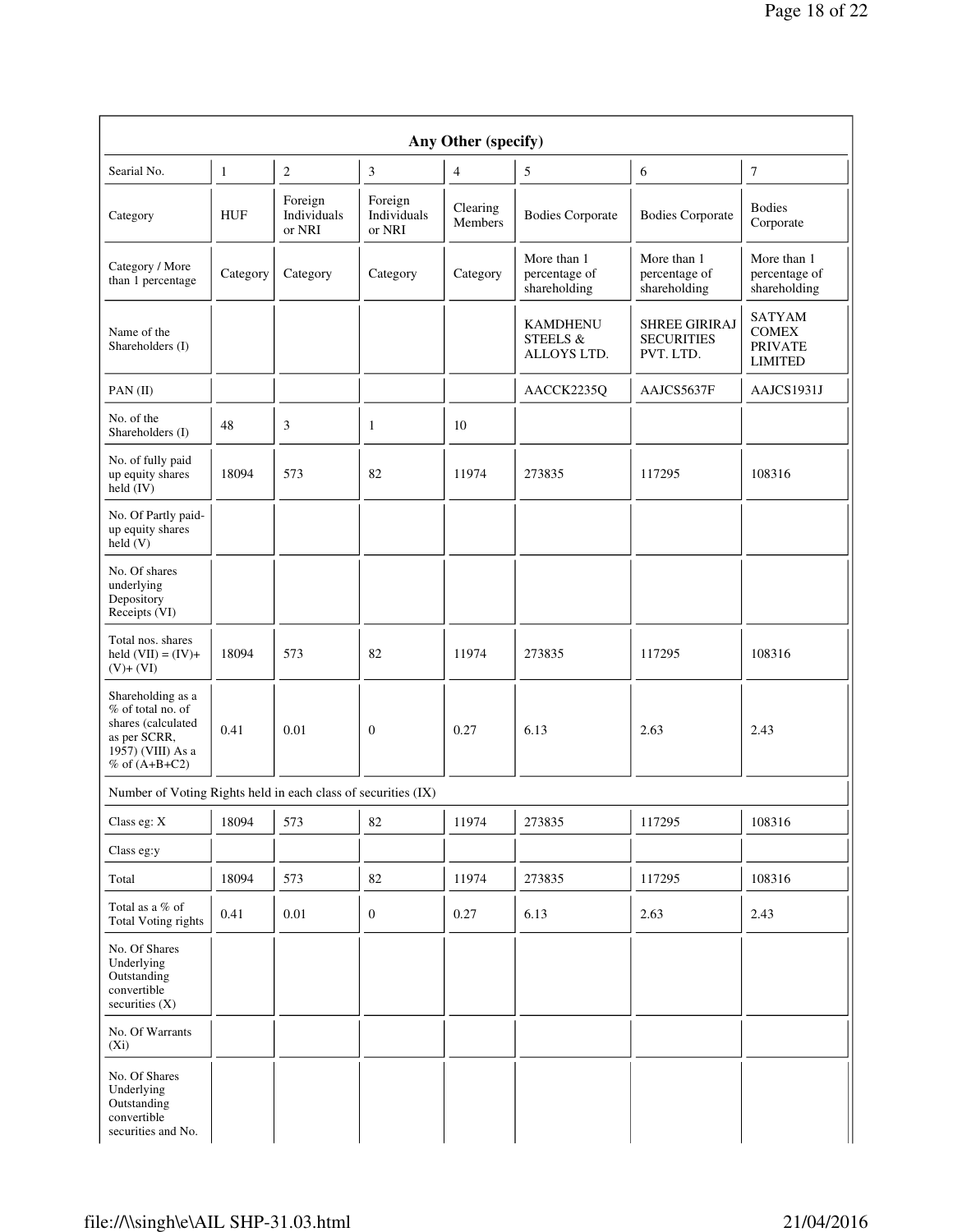| Any Other (specify) | | | | | | | |
|---|---|---|---|---|---|---|---|
| Searial No. | 1 | 2 | 3 | 4 | 5 | 6 | 7 |
| Category | HUF | Foreign Individuals or NRI | Foreign Individuals or NRI | Clearing Members | Bodies Corporate | Bodies Corporate | Bodies Corporate |
| Category / More than 1 percentage | Category | Category | Category | Category | More than 1 percentage of shareholding | More than 1 percentage of shareholding | More than 1 percentage of shareholding |
| Name of the Shareholders (I) | | | | | KAMDHENU STEELS & ALLOYS LTD. | SHREE GIRIRAJ SECURITIES PVT. LTD. | SATYAM COMEX PRIVATE LIMITED |
| PAN (II) | | | | | AACCK2235Q | AAJCS5637F | AAJCS1931J |
| No. of the Shareholders (I) | 48 | 3 | 1 | 10 | | | |
| No. of fully paid up equity shares held (IV) | 18094 | 573 | 82 | 11974 | 273835 | 117295 | 108316 |
| No. Of Partly paid-up equity shares held (V) | | | | | | | |
| No. Of shares underlying Depository Receipts (VI) | | | | | | | |
| Total nos. shares held (VII) = (IV)+ (V)+ (VI) | 18094 | 573 | 82 | 11974 | 273835 | 117295 | 108316 |
| Shareholding as a % of total no. of shares (calculated as per SCRR, 1957) (VIII) As a % of (A+B+C2) | 0.41 | 0.01 | 0 | 0.27 | 6.13 | 2.63 | 2.43 |
| Number of Voting Rights held in each class of securities (IX) | | | | | | | |
| Class eg: X | 18094 | 573 | 82 | 11974 | 273835 | 117295 | 108316 |
| Class eg:y | | | | | | | |
| Total | 18094 | 573 | 82 | 11974 | 273835 | 117295 | 108316 |
| Total as a % of Total Voting rights | 0.41 | 0.01 | 0 | 0.27 | 6.13 | 2.63 | 2.43 |
| No. Of Shares Underlying Outstanding convertible securities (X) | | | | | | | |
| No. Of Warrants (Xi) | | | | | | | |
| No. Of Shares Underlying Outstanding convertible securities and No. | | | | | | | |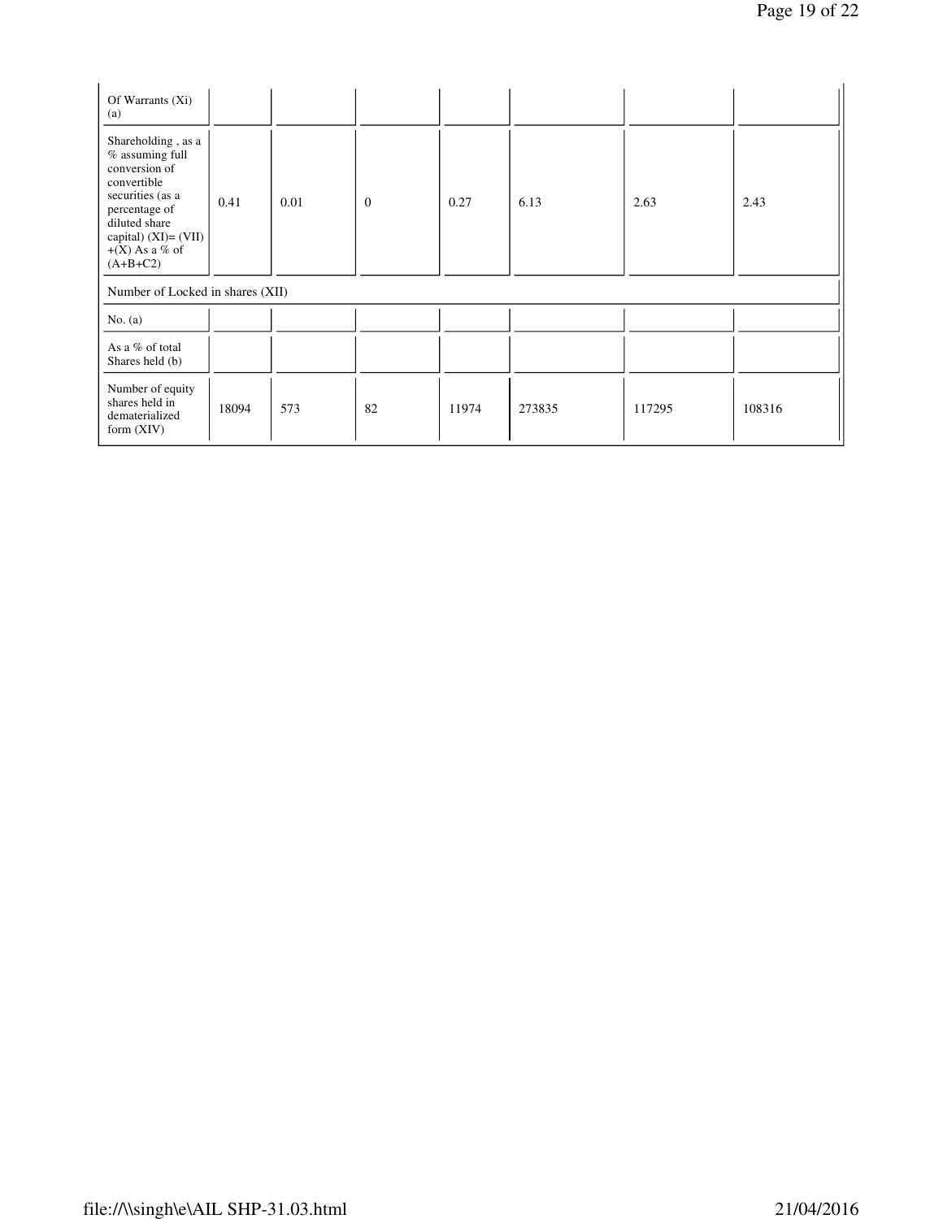| Of Warrants (Xi) (a) | | | | | | | |
|---|---|---|---|---|---|---|---|
| Shareholding , as a % assuming full conversion of convertible securities (as a percentage of diluted share capital) (XI)= (VII)+(X) As a % of (A+B+C2) | 0.41 | 0.01 | 0 | 0.27 | 6.13 | 2.63 | 2.43 |
| Number of Locked in shares (XII) | | | | | | | |
| No. (a) | | | | | | | |
| As a % of total Shares held (b) | | | | | | | |
| Number of equity shares held in dematerialized form (XIV) | 18094 | 573 | 82 | 11974 | 273835 | 117295 | 108316 |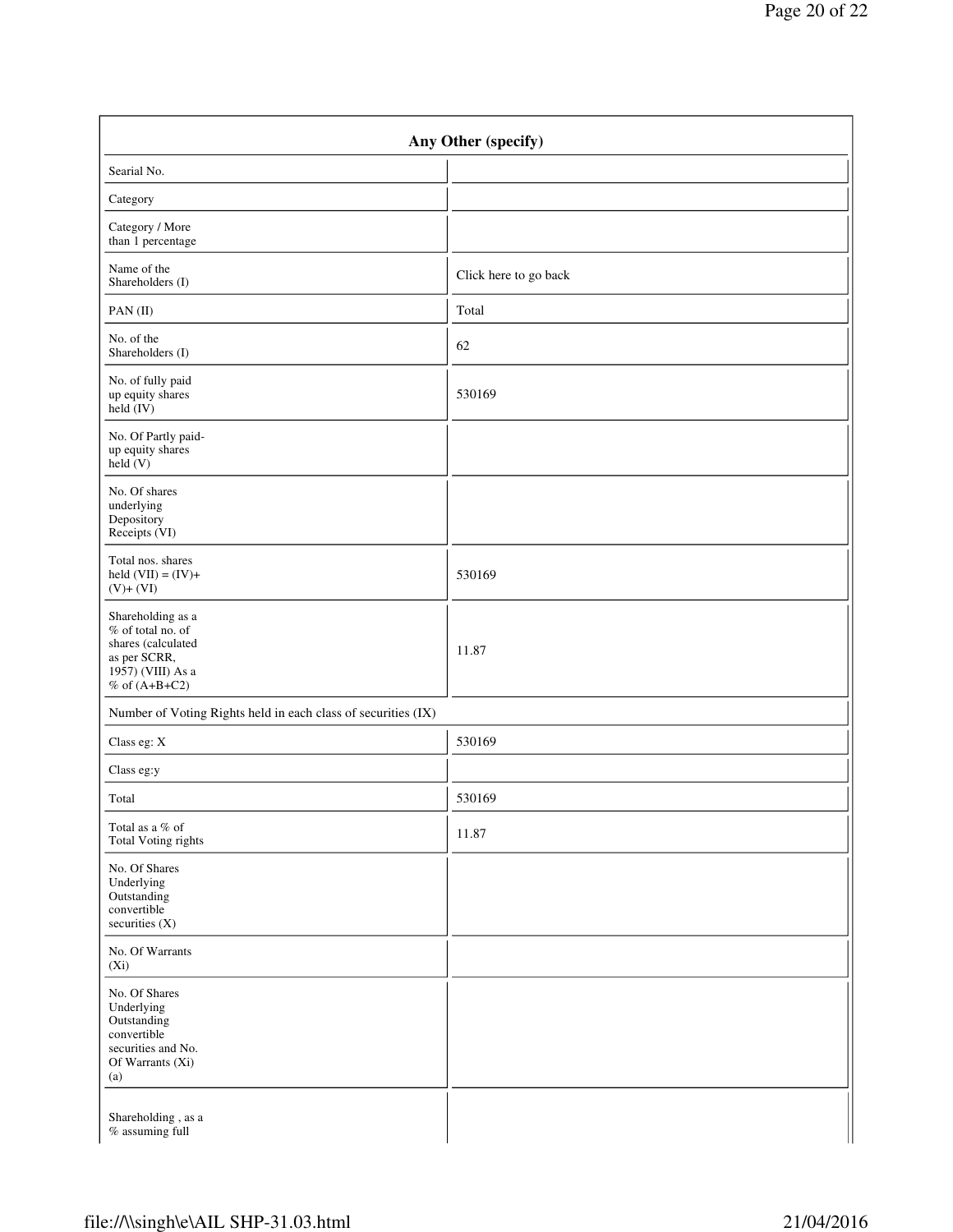| Any Other (specify) | |
|---|---|
| Searial No. | |
| Category | |
| Category / More than 1 percentage | |
| Name of the Shareholders (I) | Click here to go back |
| PAN (II) | Total |
| No. of the Shareholders (I) | 62 |
| No. of fully paid up equity shares held (IV) | 530169 |
| No. Of Partly paid-up equity shares held (V) | |
| No. Of shares underlying Depository Receipts (VI) | |
| Total nos. shares held (VII) = (IV)+ (V)+ (VI) | 530169 |
| Shareholding as a % of total no. of shares (calculated as per SCRR, 1957) (VIII) As a % of (A+B+C2) | 11.87 |
| Number of Voting Rights held in each class of securities (IX) | |
| Class eg: X | 530169 |
| Class eg:y | |
| Total | 530169 |
| Total as a % of Total Voting rights | 11.87 |
| No. Of Shares Underlying Outstanding convertible securities (X) | |
| No. Of Warrants (Xi) | |
| No. Of Shares Underlying Outstanding convertible securities and No. Of Warrants (Xi) (a) | |
| Shareholding , as a % assuming full | |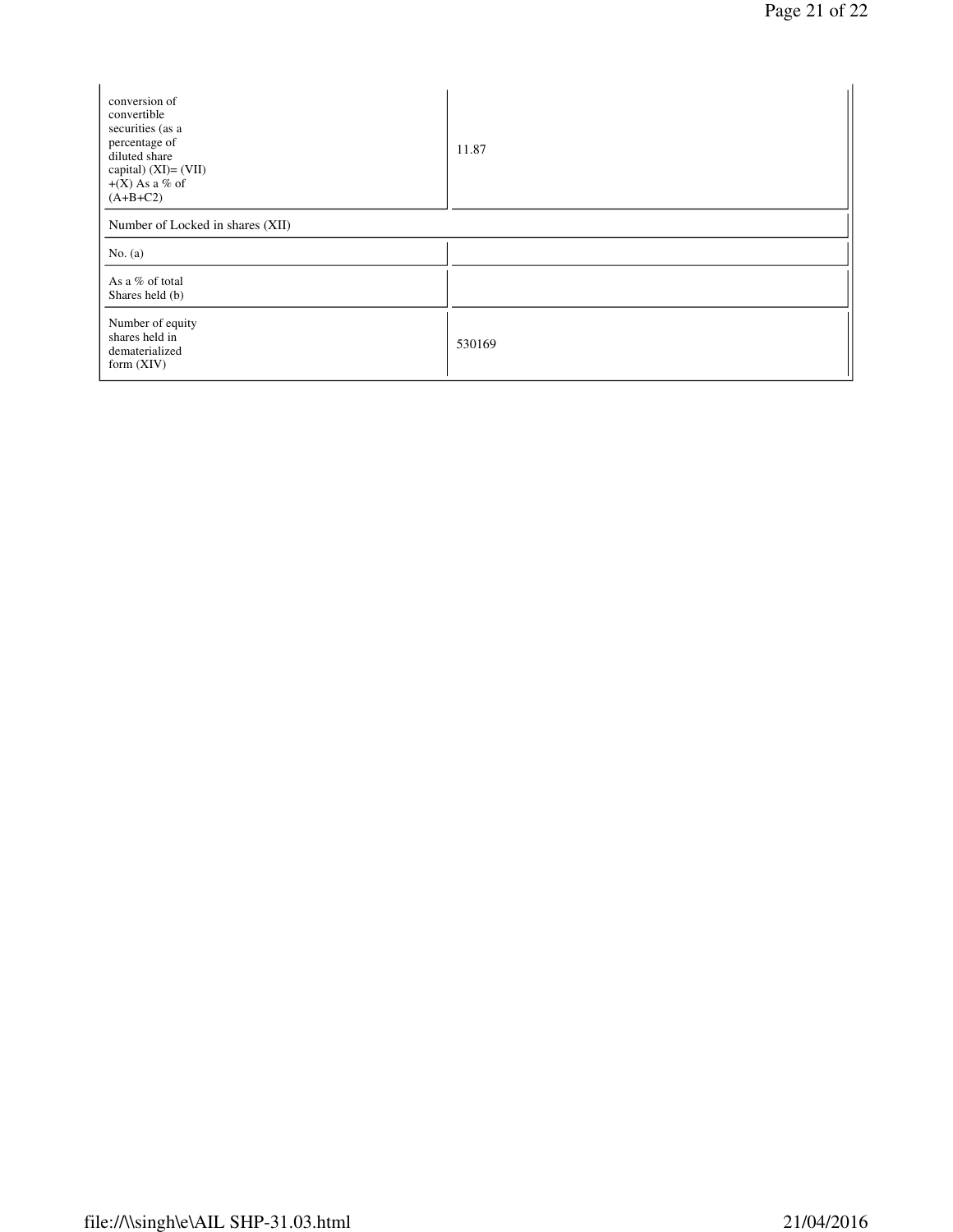| | |
|---|---|
| conversion of convertible securities (as a percentage of diluted share capital) (XI)= (VII) +(X) As a % of (A+B+C2) | 11.87 |
| Number of Locked in shares (XII) | |
| No. (a) | |
| As a % of total Shares held (b) | |
| Number of equity shares held in dematerialized form (XIV) | 530169 |